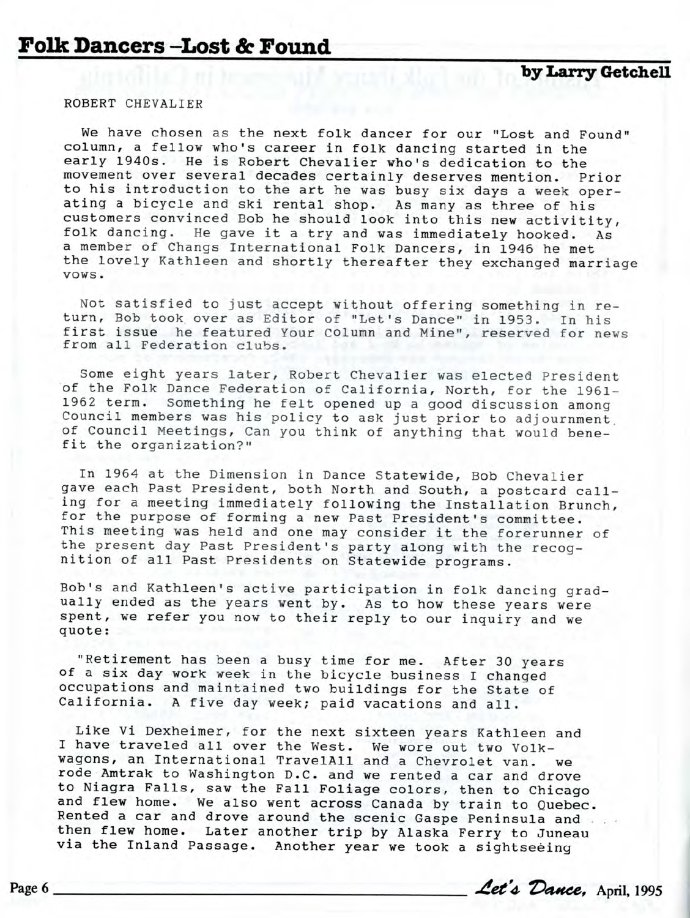# Folk Dancers –Lost & Found

**by Larry Getchell**

ROBERT CHEVALIER

We have chosen as the next folk dancer for our "Lost and Found" column, a fellow who's career in folk dancing started in the early 1940s. He is Robert Chevalier who's dedication to the movement over several decades certainly deserves mention. Prior to his introduction to the art he was busy six days a week operating a bicycle and ski rental shop. As many as three of his customers convinced Bob he should look into this new activitity, folk dancing. He gave it a try and was immediately hooked. As a member of Changs International Folk Dancers, in 1946 he met the lovely Kathleen and shortly thereafter they exchanged marriage vows.

Not satisfied to just accept without offering something in return, Bob took over as Editor of "Let's Dance" in 1953. In his first issue he featured Your Column and Mine", reserved for news from all Federation clubs.

Some eight years later, Robert Chevalier was elected President of the Folk Dance Federation of California, North, for the 1961-1962 term. Something he felt opened up a good discussion among Council members was his policy to ask just prior to adjournment of Council Meetings, Can you think of anything that would benefit the organization?"

In 1964 at the Dimension in Dance Statewide, Bob Chevalier gave each Past President, both North and South, a postcard calling for a meeting immediately following the Installation Brunch, for the purpose of forming a new Past President's committee. This meeting was held and one may consider it the forerunner of the present day Past President's party along with the recognition of all Past Presidents on Statewide programs.

Bob's and Kathleen's active participation in folk dancing gradually ended as the years went by. As to how these years were spent, we refer you now to their reply to our inquiry and we quote:

"Retirement has been a busy time for me. After 30 years of a six day work week in the bicycle business I changed occupations and maintained two buildings for the State of California. A five day week; paid vacations and all.

Like Vi Dexheimer, for the next sixteen years Kathleen and I have traveled all over the West. We wore out two Volkwagons, an International TravelAll and a Chevrolet van. we rode Amtrak to Washington D.C. and we rented a car and drove to Niagra Falls, saw the Fall Foliage colors, then to Chicago and flew home. We also went across Canada by train to Quebec. Rented a car and drove around the scenic Gaspe Peninsula and then flew home. Later another trip by Alaska Ferry to Juneau via the Inland Passage. Another year we took a sightseeing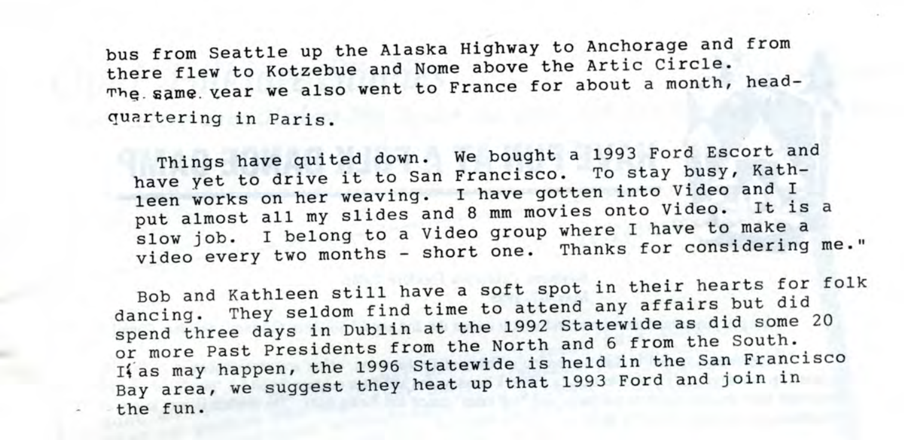bus from Seattle up the Alaska Highway to Anchorage and from there flew to Kotzebue and Nome above the Artic Circle. The same year we also went to France for about a month, headquartering in Paris.

Things have quited down. We bought a 1993 Ford Escort and have yet to drive it to San Francisco. To stay busy, Kathleen works on her weaving. I have gotten into Video and I put almost all my slides and 8 mm movies onto Video. It is a slow job. I belong to a Video group where I have to make a video every two months - short one. Thanks for considering me."

Bob and Kathleen still have a soft spot in their hearts for folk dancing. They seldom find time to attend any affairs but did spend three days in Dublin at the 1992 Statewide as did some 20 or more Past Presidents from the North and 6 from the South. If as may happen, the 1996 Statewide is held in the San Francisco Bay area, we suggest they heat up that 1993 Ford and join in the fun.